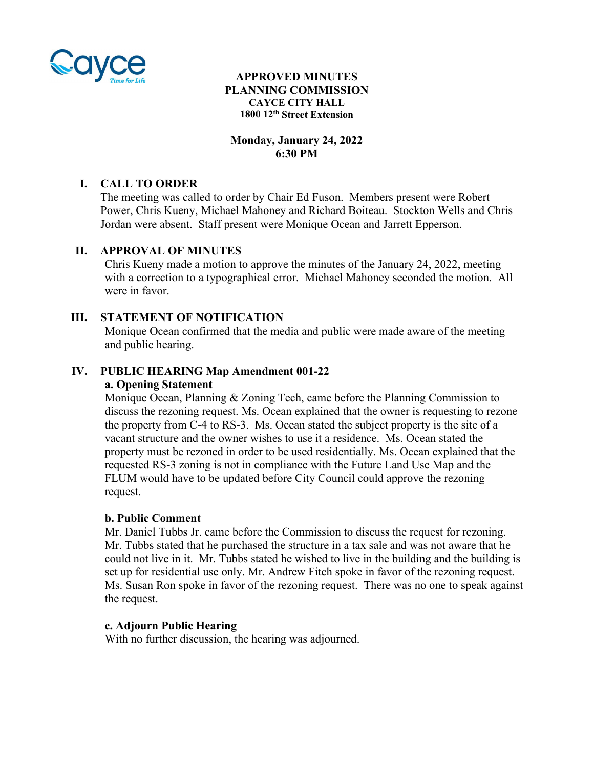**APPROVED MINUTES**
**PLANNING COMMISSION**
**CAYCE CITY HALL**
**1800 12th Street Extension**

**Monday, January 24, 2022**
**6:30 PM**

## I. CALL TO ORDER

The meeting was called to order by Chair Ed Fuson. Members present were Robert Power, Chris Kueny, Michael Mahoney and Richard Boiteau. Stockton Wells and Chris Jordan were absent. Staff present were Monique Ocean and Jarrett Epperson.

## II. APPROVAL OF MINUTES

Chris Kueny made a motion to approve the minutes of the January 24, 2022, meeting with a correction to a typographical error. Michael Mahoney seconded the motion. All were in favor.

## III. STATEMENT OF NOTIFICATION

Monique Ocean confirmed that the media and public were made aware of the meeting and public hearing.

## IV. PUBLIC HEARING Map Amendment 001-22

### a. Opening Statement

Monique Ocean, Planning & Zoning Tech, came before the Planning Commission to discuss the rezoning request. Ms. Ocean explained that the owner is requesting to rezone the property from C-4 to RS-3. Ms. Ocean stated the subject property is the site of a vacant structure and the owner wishes to use it a residence. Ms. Ocean stated the property must be rezoned in order to be used residentially. Ms. Ocean explained that the requested RS-3 zoning is not in compliance with the Future Land Use Map and the FLUM would have to be updated before City Council could approve the rezoning request.

### b. Public Comment

Mr. Daniel Tubbs Jr. came before the Commission to discuss the request for rezoning. Mr. Tubbs stated that he purchased the structure in a tax sale and was not aware that he could not live in it. Mr. Tubbs stated he wished to live in the building and the building is set up for residential use only. Mr. Andrew Fitch spoke in favor of the rezoning request. Ms. Susan Ron spoke in favor of the rezoning request. There was no one to speak against the request.

### c. Adjourn Public Hearing

With no further discussion, the hearing was adjourned.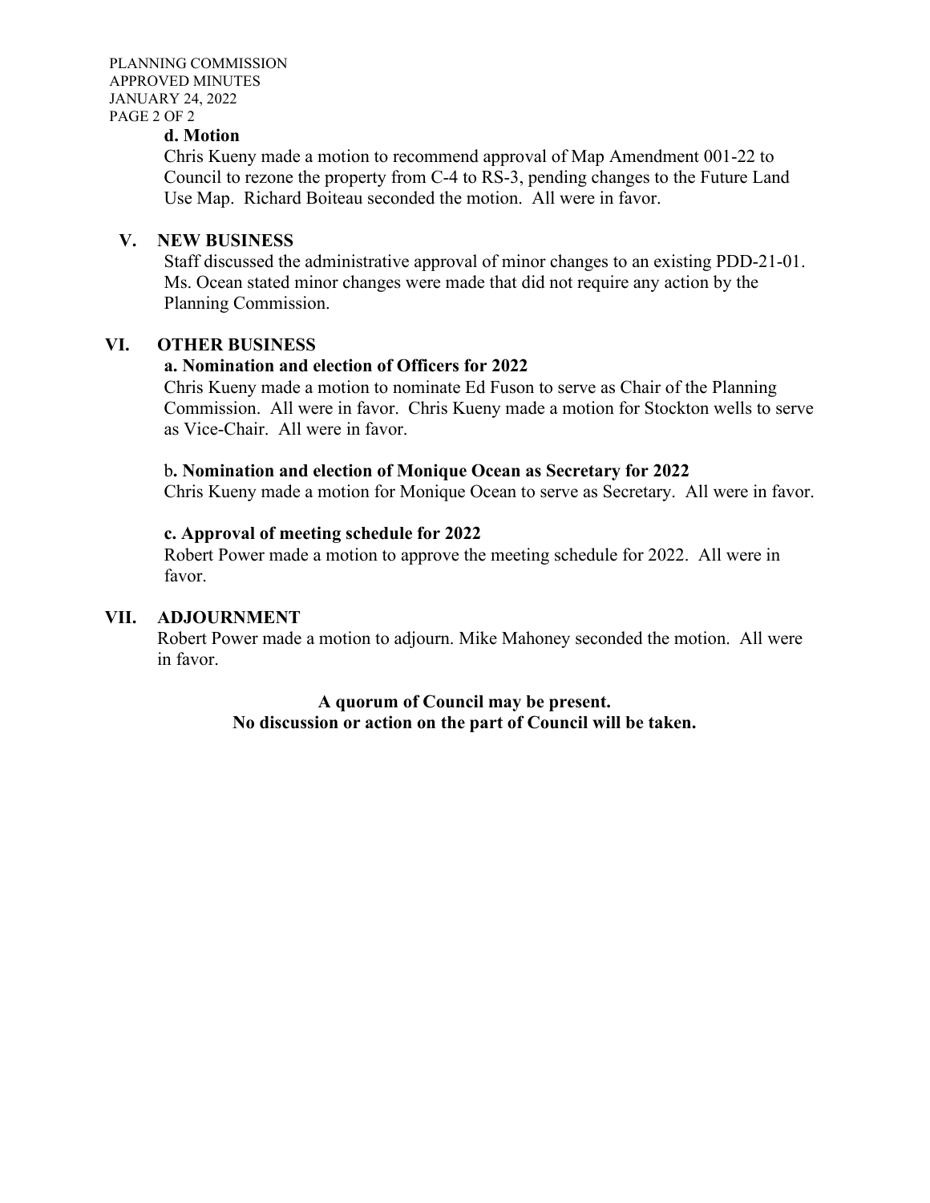**d. Motion**

Chris Kueny made a motion to recommend approval of Map Amendment 001-22 to Council to rezone the property from C-4 to RS-3, pending changes to the Future Land Use Map. Richard Boiteau seconded the motion. All were in favor.

## V. NEW BUSINESS

Staff discussed the administrative approval of minor changes to an existing PDD-21-01. Ms. Ocean stated minor changes were made that did not require any action by the Planning Commission.

## VI. OTHER BUSINESS

**a. Nomination and election of Officers for 2022**

Chris Kueny made a motion to nominate Ed Fuson to serve as Chair of the Planning Commission. All were in favor. Chris Kueny made a motion for Stockton wells to serve as Vice-Chair. All were in favor.

b**. Nomination and election of Monique Ocean as Secretary for 2022**

Chris Kueny made a motion for Monique Ocean to serve as Secretary. All were in favor.

**c. Approval of meeting schedule for 2022**

Robert Power made a motion to approve the meeting schedule for 2022. All were in favor.

## VII. ADJOURNMENT

Robert Power made a motion to adjourn. Mike Mahoney seconded the motion. All were in favor.

**A quorum of Council may be present.**
**No discussion or action on the part of Council will be taken.**